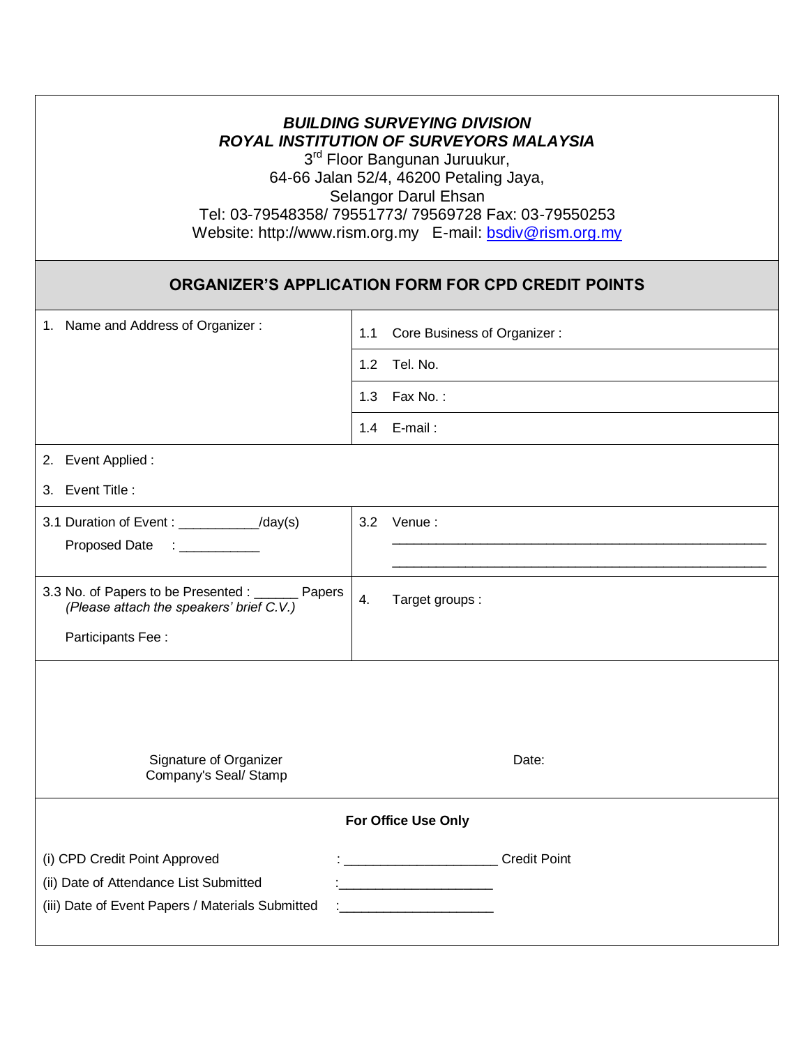***BUILDING SURVEYING DIVISION***
***ROYAL INSTITUTION OF SURVEYORS MALAYSIA***

3rd Floor Bangunan Juruukur,
64-66 Jalan 52/4, 46200 Petaling Jaya,
Selangor Darul Ehsan
Tel: 03-79548358/ 79551773/ 79569728 Fax: 03-79550253
Website: http://www.rism.org.my E-mail: bsdiv@rism.org.my

## ORGANIZER'S APPLICATION FORM FOR CPD CREDIT POINTS

| 1. Name and Address of Organizer : | 1.1 Core Business of Organizer : |
|---|---|
| | 1.2 Tel. No. |
| | 1.3 Fax No. : |
| | 1.4 E-mail : |

2. Event Applied :

3. Event Title :

| 3.1 Duration of Event : ___________/day(s)<br>Proposed Date : ___________ | 3.2 Venue :<br>______________________________________________________<br>______________________________________________________ |
|---|---|
| 3.3 No. of Papers to be Presented : ______ Papers<br>*(Please attach the speakers' brief C.V.)*<br>Participants Fee : | 4. Target groups : |

Signature of Organizer
Company's Seal/ Stamp

Date:

**For Office Use Only**

(i) CPD Credit Point Approved : _____________________ Credit Point

(ii) Date of Attendance List Submitted :_____________________

(iii) Date of Event Papers / Materials Submitted :_____________________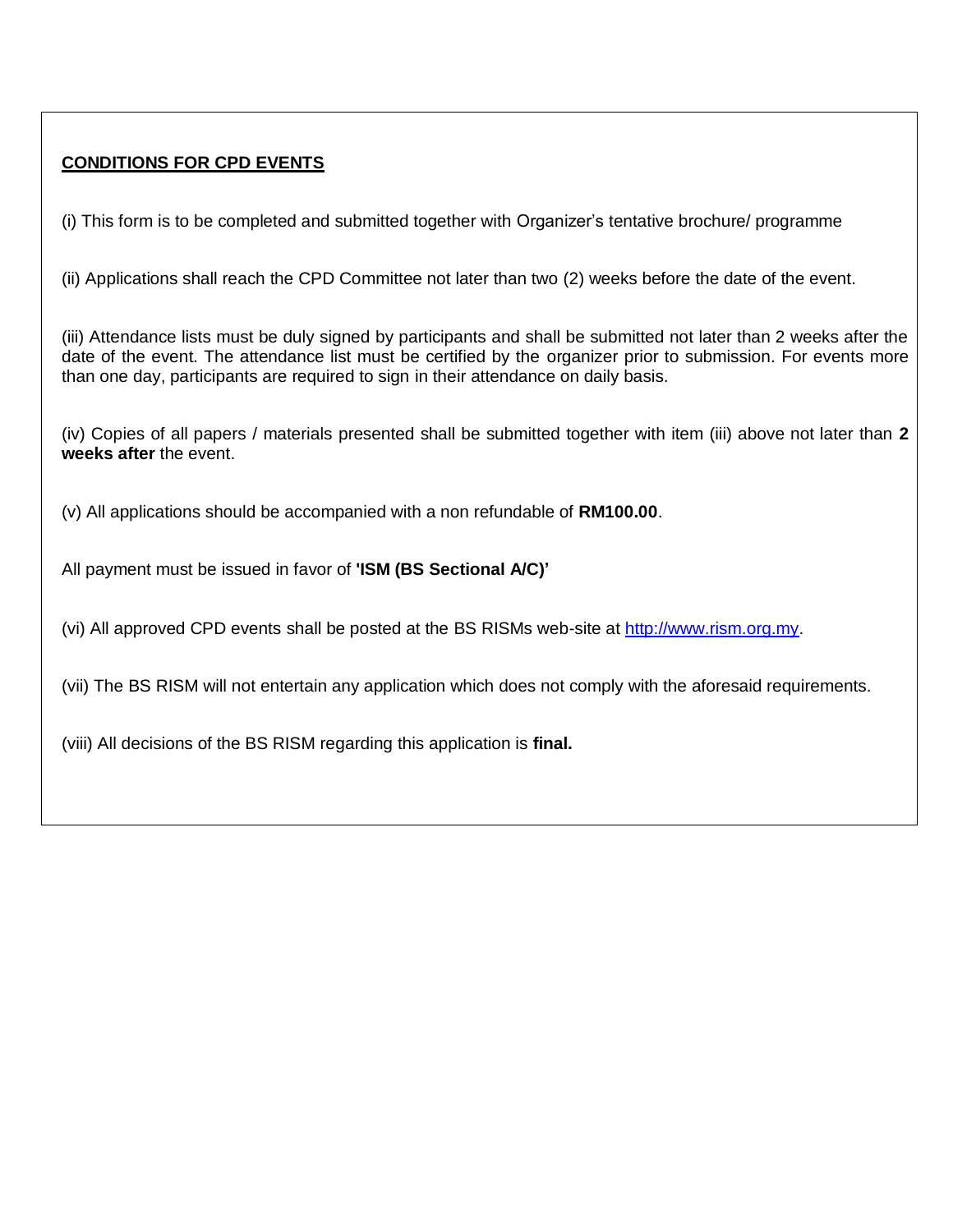**CONDITIONS FOR CPD EVENTS**

(i) This form is to be completed and submitted together with Organizer's tentative brochure/ programme

(ii) Applications shall reach the CPD Committee not later than two (2) weeks before the date of the event.

(iii) Attendance lists must be duly signed by participants and shall be submitted not later than 2 weeks after the date of the event. The attendance list must be certified by the organizer prior to submission. For events more than one day, participants are required to sign in their attendance on daily basis.

(iv) Copies of all papers / materials presented shall be submitted together with item (iii) above not later than **2 weeks after** the event.

(v) All applications should be accompanied with a non refundable of **RM100.00**.

All payment must be issued in favor of **'ISM (BS Sectional A/C)'**

(vi) All approved CPD events shall be posted at the BS RISMs web-site at http://www.rism.org.my.

(vii) The BS RISM will not entertain any application which does not comply with the aforesaid requirements.

(viii) All decisions of the BS RISM regarding this application is **final.**